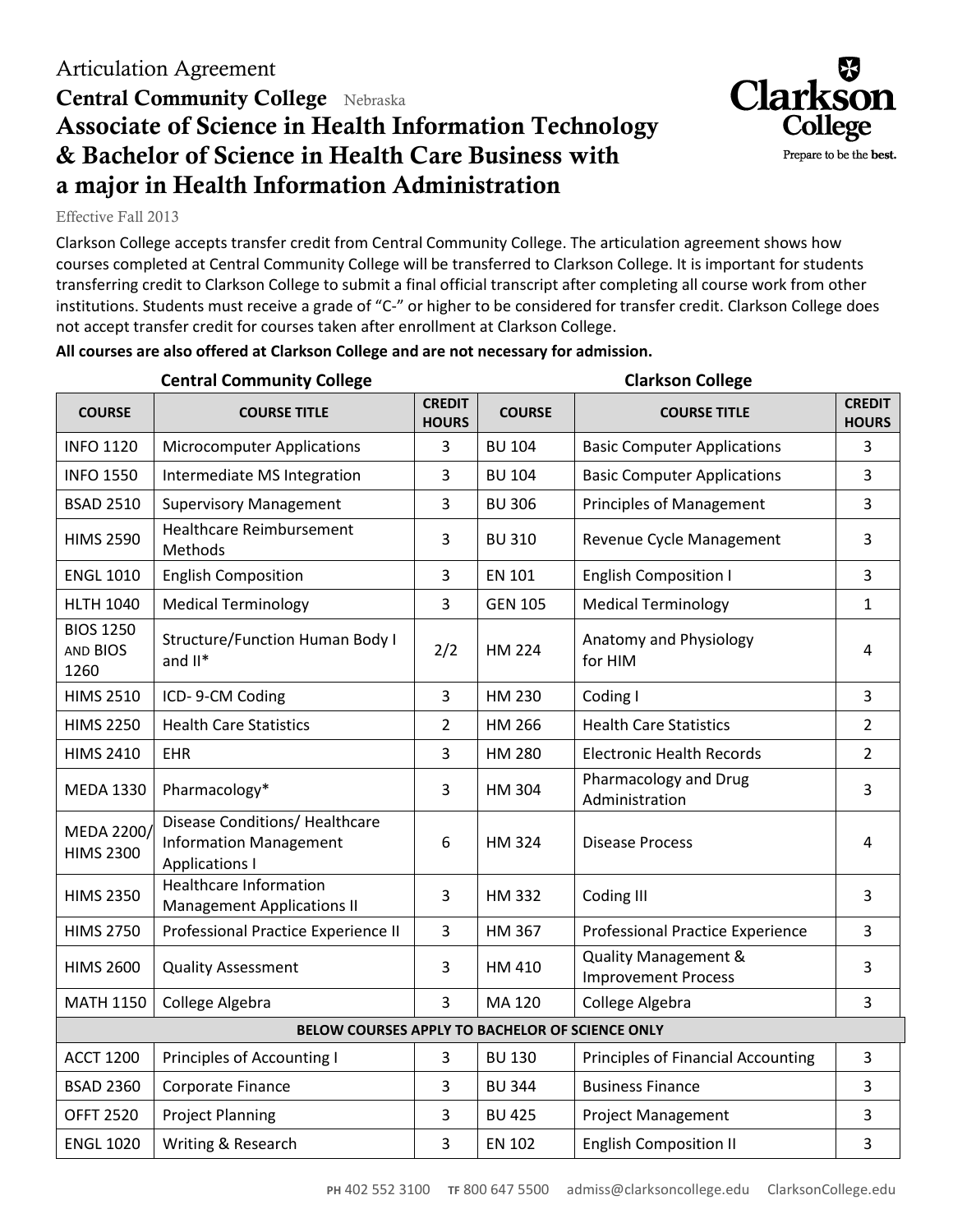Articulation Agreement

**Central Community College** Nebraska

# Associate of Science in Health Information Technology & Bachelor of Science in Health Care Business with a major in Health Information Administration

Effective Fall 2013

Clarkson College accepts transfer credit from Central Community College. The articulation agreement shows how courses completed at Central Community College will be transferred to Clarkson College. It is important for students transferring credit to Clarkson College to submit a final official transcript after completing all course work from other institutions. Students must receive a grade of "C-" or higher to be considered for transfer credit. Clarkson College does not accept transfer credit for courses taken after enrollment at Clarkson College.

**All courses are also offered at Clarkson College and are not necessary for admission.**

| Central Community College | | | Clarkson College | | |
|---|---|---|---|---|---|
| **COURSE** | **COURSE TITLE** | **CREDIT HOURS** | **COURSE** | **COURSE TITLE** | **CREDIT HOURS** |
| INFO 1120 | Microcomputer Applications | 3 | BU 104 | Basic Computer Applications | 3 |
| INFO 1550 | Intermediate MS Integration | 3 | BU 104 | Basic Computer Applications | 3 |
| BSAD 2510 | Supervisory Management | 3 | BU 306 | Principles of Management | 3 |
| HIMS 2590 | Healthcare Reimbursement Methods | 3 | BU 310 | Revenue Cycle Management | 3 |
| ENGL 1010 | English Composition | 3 | EN 101 | English Composition I | 3 |
| HLTH 1040 | Medical Terminology | 3 | GEN 105 | Medical Terminology | 1 |
| BIOS 1250 AND BIOS 1260 | Structure/Function Human Body I and II* | 2/2 | HM 224 | Anatomy and Physiology for HIM | 4 |
| HIMS 2510 | ICD- 9-CM Coding | 3 | HM 230 | Coding I | 3 |
| HIMS 2250 | Health Care Statistics | 2 | HM 266 | Health Care Statistics | 2 |
| HIMS 2410 | EHR | 3 | HM 280 | Electronic Health Records | 2 |
| MEDA 1330 | Pharmacology* | 3 | HM 304 | Pharmacology and Drug Administration | 3 |
| MEDA 2200/ HIMS 2300 | Disease Conditions/ Healthcare Information Management Applications I | 6 | HM 324 | Disease Process | 4 |
| HIMS 2350 | Healthcare Information Management Applications II | 3 | HM 332 | Coding III | 3 |
| HIMS 2750 | Professional Practice Experience II | 3 | HM 367 | Professional Practice Experience | 3 |
| HIMS 2600 | Quality Assessment | 3 | HM 410 | Quality Management & Improvement Process | 3 |
| MATH 1150 | College Algebra | 3 | MA 120 | College Algebra | 3 |
| **BELOW COURSES APPLY TO BACHELOR OF SCIENCE ONLY** | | | | | |
| ACCT 1200 | Principles of Accounting I | 3 | BU 130 | Principles of Financial Accounting | 3 |
| BSAD 2360 | Corporate Finance | 3 | BU 344 | Business Finance | 3 |
| OFFT 2520 | Project Planning | 3 | BU 425 | Project Management | 3 |
| ENGL 1020 | Writing & Research | 3 | EN 102 | English Composition II | 3 |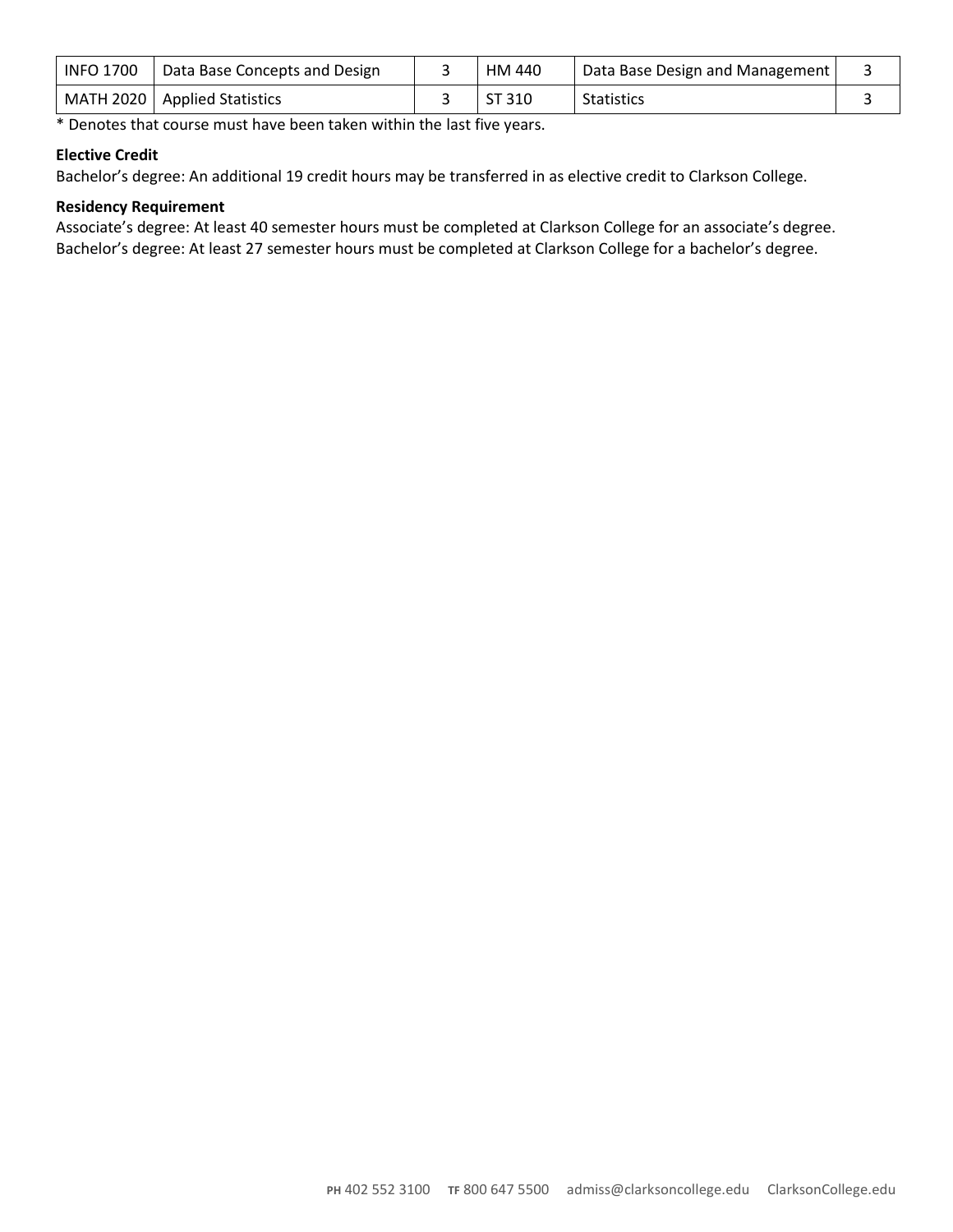| | | | | | |
|---|---|---|---|---|---|
| INFO 1700 | Data Base Concepts and Design | 3 | HM 440 | Data Base Design and Management | 3 |
| MATH 2020 | Applied Statistics | 3 | ST 310 | Statistics | 3 |

* Denotes that course must have been taken within the last five years.

**Elective Credit**

Bachelor's degree: An additional 19 credit hours may be transferred in as elective credit to Clarkson College.

**Residency Requirement**

Associate's degree: At least 40 semester hours must be completed at Clarkson College for an associate's degree.
Bachelor's degree: At least 27 semester hours must be completed at Clarkson College for a bachelor's degree.